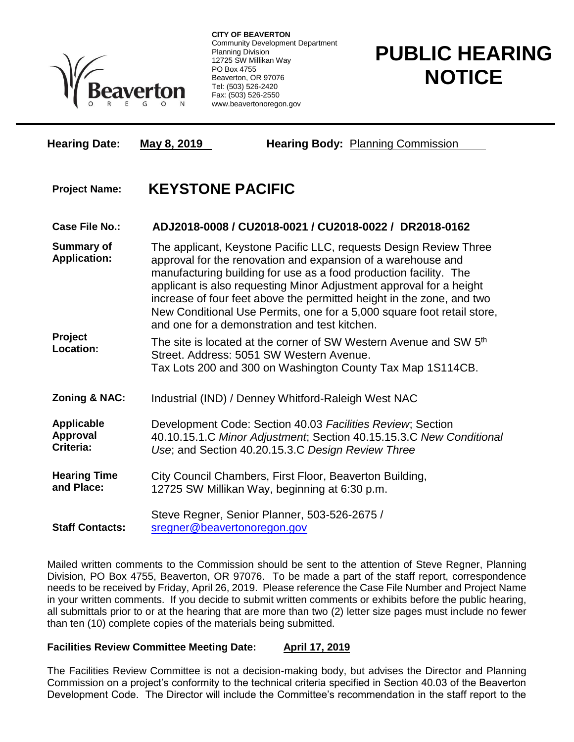**CITY OF BEAVERTON**
Community Development Department
Planning Division
12725 SW Millikan Way
PO Box 4755
Beaverton, OR 97076
Tel: (503) 526-2420
Fax: (503) 526-2550
www.beavertonoregon.gov

# PUBLIC HEARING NOTICE

**Hearing Date:** **May 8, 2019** **Hearing Body:** Planning Commission

**Project Name:** **KEYSTONE PACIFIC**

**Case File No.:** **ADJ2018-0008 / CU2018-0021 / CU2018-0022 / DR2018-0162**

**Summary of Application:** The applicant, Keystone Pacific LLC, requests Design Review Three approval for the renovation and expansion of a warehouse and manufacturing building for use as a food production facility. The applicant is also requesting Minor Adjustment approval for a height increase of four feet above the permitted height in the zone, and two New Conditional Use Permits, one for a 5,000 square foot retail store, and one for a demonstration and test kitchen.

**Project Location:** The site is located at the corner of SW Western Avenue and SW 5th Street. Address: 5051 SW Western Avenue. Tax Lots 200 and 300 on Washington County Tax Map 1S114CB.

**Zoning & NAC:** Industrial (IND) / Denney Whitford-Raleigh West NAC

**Applicable Approval Criteria:** Development Code: Section 40.03 *Facilities Review*; Section 40.10.15.1.C *Minor Adjustment*; Section 40.15.15.3.C *New Conditional Use*; and Section 40.20.15.3.C *Design Review Three*

**Hearing Time and Place:** City Council Chambers, First Floor, Beaverton Building, 12725 SW Millikan Way, beginning at 6:30 p.m.

**Staff Contacts:** Steve Regner, Senior Planner, 503-526-2675 / sregner@beavertonoregon.gov

Mailed written comments to the Commission should be sent to the attention of Steve Regner, Planning Division, PO Box 4755, Beaverton, OR 97076. To be made a part of the staff report, correspondence needs to be received by Friday, April 26, 2019. Please reference the Case File Number and Project Name in your written comments. If you decide to submit written comments or exhibits before the public hearing, all submittals prior to or at the hearing that are more than two (2) letter size pages must include no fewer than ten (10) complete copies of the materials being submitted.

**Facilities Review Committee Meeting Date:** **April 17, 2019**

The Facilities Review Committee is not a decision-making body, but advises the Director and Planning Commission on a project's conformity to the technical criteria specified in Section 40.03 of the Beaverton Development Code. The Director will include the Committee's recommendation in the staff report to the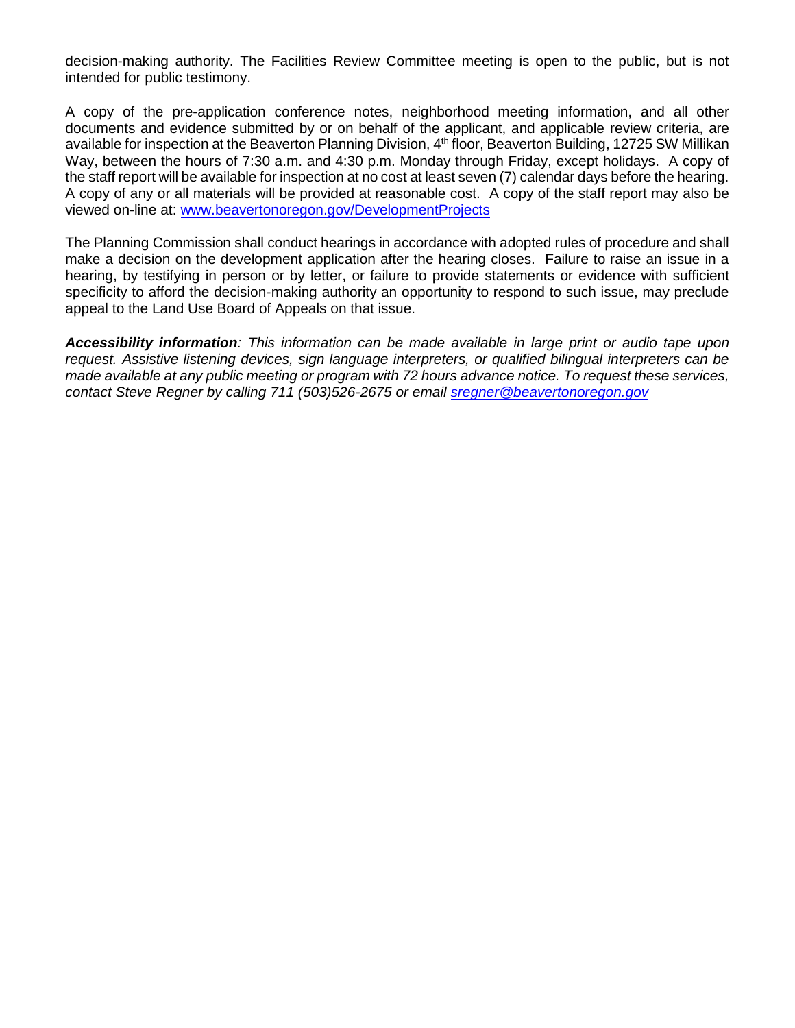decision-making authority. The Facilities Review Committee meeting is open to the public, but is not intended for public testimony.

A copy of the pre-application conference notes, neighborhood meeting information, and all other documents and evidence submitted by or on behalf of the applicant, and applicable review criteria, are available for inspection at the Beaverton Planning Division, 4th floor, Beaverton Building, 12725 SW Millikan Way, between the hours of 7:30 a.m. and 4:30 p.m. Monday through Friday, except holidays. A copy of the staff report will be available for inspection at no cost at least seven (7) calendar days before the hearing. A copy of any or all materials will be provided at reasonable cost. A copy of the staff report may also be viewed on-line at: [www.beavertonoregon.gov/DevelopmentProjects](http://www.beavertonoregon.gov/DevelopmentProjects)

The Planning Commission shall conduct hearings in accordance with adopted rules of procedure and shall make a decision on the development application after the hearing closes. Failure to raise an issue in a hearing, by testifying in person or by letter, or failure to provide statements or evidence with sufficient specificity to afford the decision-making authority an opportunity to respond to such issue, may preclude appeal to the Land Use Board of Appeals on that issue.

***Accessibility information****: This information can be made available in large print or audio tape upon request. Assistive listening devices, sign language interpreters, or qualified bilingual interpreters can be made available at any public meeting or program with 72 hours advance notice. To request these services, contact Steve Regner by calling 711 (503)526-2675 or email [sregner@beavertonoregon.gov](mailto:sregner@beavertonoregon.gov)*